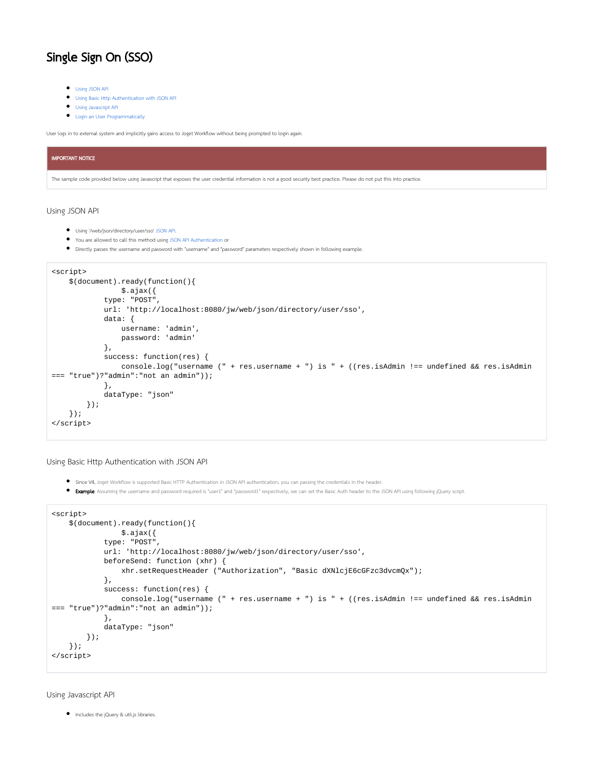# Single Sign On (SSO)

- Using JSON API
- Using Basic Http Authentication with JSON API
- Using Javascript API
- Login an User Programmatically

User logs in to external system and implicitly gains access to Joget Workflow without being prompted to login again.

**IMPORTANT NOTICE**

The sample code provided below using Javascript that exposes the user credential information is not a good security best practice. Please do not put this into practice.

## Using JSON API

- Using '/web/json/directory/user/sso' JSON API.
- You are allowed to call this method using JSON API Authentication or
- Directly passes the username and password with "username" and "password" parameters respectively shown in following example.

```
<script>
    $(document).ready(function(){
            $.ajax({
        type: "POST",
        url: 'http://localhost:8080/jw/web/json/directory/user/sso',
        data: {
            username: 'admin',
            password: 'admin'
        },
        success: function(res) {
            console.log("username (" + res.username + ") is " + ((res.isAdmin !== undefined && res.isAdmin
=== "true")?"admin":"not an admin"));
        },
        dataType: "json"
      });
    });
</script>
```

## Using Basic Http Authentication with JSON API

- Since V4, Joget Workflow is supported Basic HTTP Authentication in JSON API authentication, you can passing the credentials in the header.
- **Example**: Assuming the username and password required is "user1" and "password1" respectively, we can set the Basic Auth header to the JSON API using following jQuery script.

```
<script>
    $(document).ready(function(){
            $.ajax({
        type: "POST",
        url: 'http://localhost:8080/jw/web/json/directory/user/sso',
        beforeSend: function (xhr) {
            xhr.setRequestHeader ("Authorization", "Basic dXNlcjE6cGFzc3dvcmQx");
        },
        success: function(res) {
            console.log("username (" + res.username + ") is " + ((res.isAdmin !== undefined && res.isAdmin
=== "true")?"admin":"not an admin"));
        },
        dataType: "json"
      });
    });
</script>
```

## Using Javascript API

- Includes the jQuery & util.js libraries.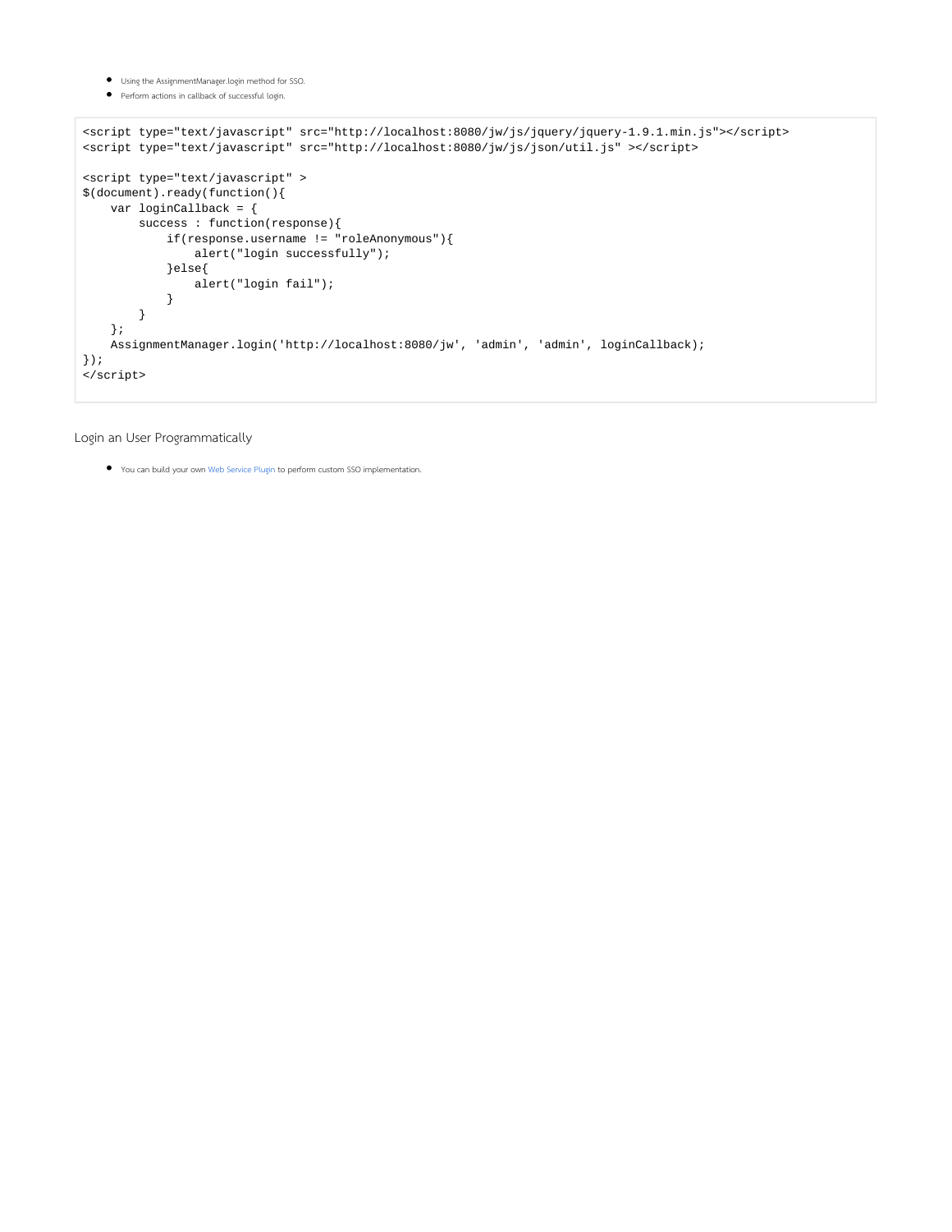- Using the AssignmentManager.login method for SSO.
- Perform actions in callback of successful login.

```
<script type="text/javascript" src="http://localhost:8080/jw/js/jquery/jquery-1.9.1.min.js"></script>
<script type="text/javascript" src="http://localhost:8080/jw/js/json/util.js" ></script>

<script type="text/javascript" >
$(document).ready(function(){
    var loginCallback = {
        success : function(response){
            if(response.username != "roleAnonymous"){
                alert("login successfully");
            }else{
                alert("login fail");
            }
        }
    };
    AssignmentManager.login('http://localhost:8080/jw', 'admin', 'admin', loginCallback);
});
</script>
```

## Login an User Programmatically

- You can build your own Web Service Plugin to perform custom SSO implementation.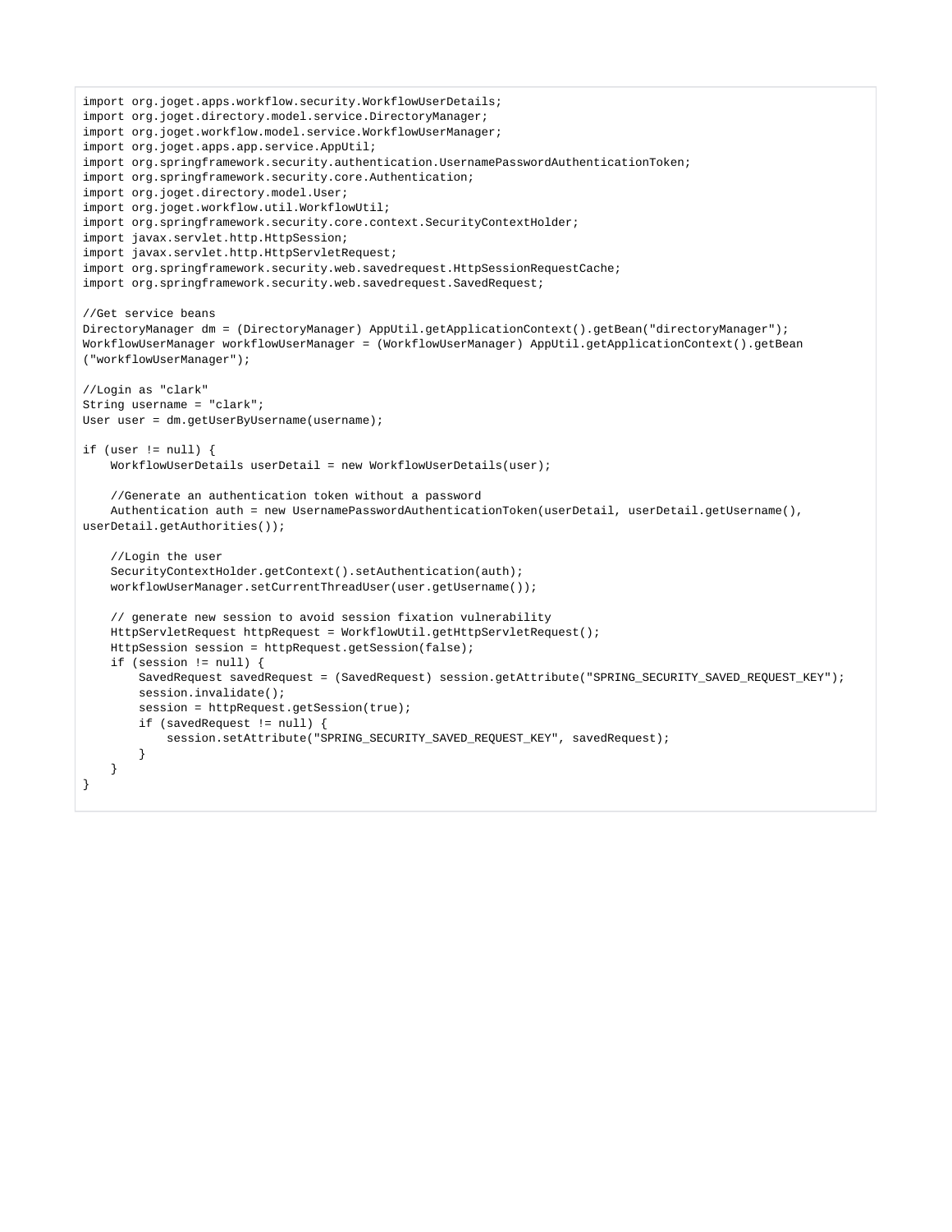```
import org.joget.apps.workflow.security.WorkflowUserDetails;
import org.joget.directory.model.service.DirectoryManager;
import org.joget.workflow.model.service.WorkflowUserManager;
import org.joget.apps.app.service.AppUtil;
import org.springframework.security.authentication.UsernamePasswordAuthenticationToken;
import org.springframework.security.core.Authentication;
import org.joget.directory.model.User;
import org.joget.workflow.util.WorkflowUtil;
import org.springframework.security.core.context.SecurityContextHolder;
import javax.servlet.http.HttpSession;
import javax.servlet.http.HttpServletRequest;
import org.springframework.security.web.savedrequest.HttpSessionRequestCache;
import org.springframework.security.web.savedrequest.SavedRequest;

//Get service beans
DirectoryManager dm = (DirectoryManager) AppUtil.getApplicationContext().getBean("directoryManager");
WorkflowUserManager workflowUserManager = (WorkflowUserManager) AppUtil.getApplicationContext().getBean
("workflowUserManager");

//Login as "clark"
String username = "clark";
User user = dm.getUserByUsername(username);

if (user != null) {
    WorkflowUserDetails userDetail = new WorkflowUserDetails(user);

    //Generate an authentication token without a password
    Authentication auth = new UsernamePasswordAuthenticationToken(userDetail, userDetail.getUsername(),
userDetail.getAuthorities());

    //Login the user
    SecurityContextHolder.getContext().setAuthentication(auth);
    workflowUserManager.setCurrentThreadUser(user.getUsername());

    // generate new session to avoid session fixation vulnerability
    HttpServletRequest httpRequest = WorkflowUtil.getHttpServletRequest();
    HttpSession session = httpRequest.getSession(false);
    if (session != null) {
        SavedRequest savedRequest = (SavedRequest) session.getAttribute("SPRING_SECURITY_SAVED_REQUEST_KEY");
        session.invalidate();
        session = httpRequest.getSession(true);
        if (savedRequest != null) {
            session.setAttribute("SPRING_SECURITY_SAVED_REQUEST_KEY", savedRequest);
        }
    }
}
```